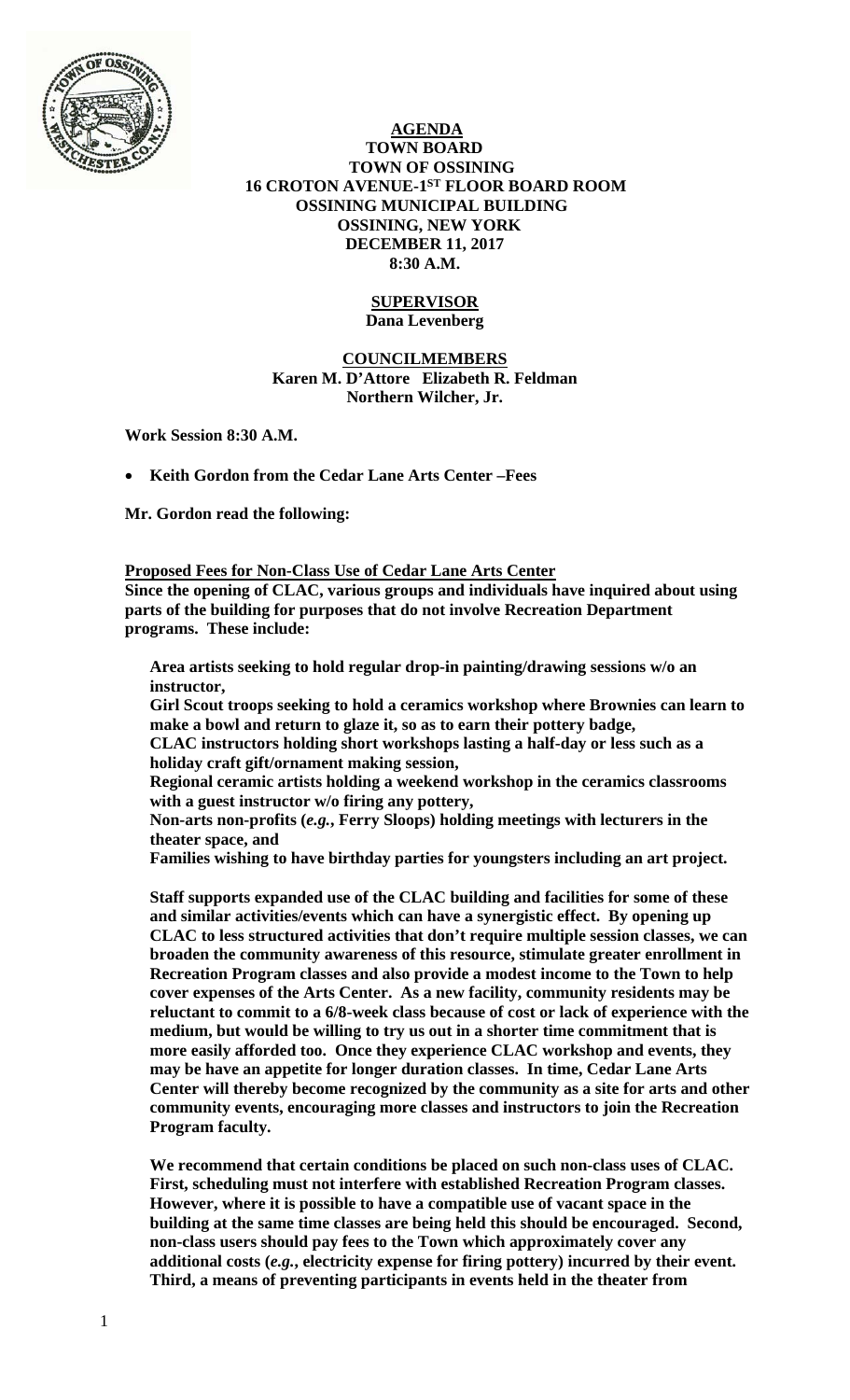**AGENDA**
**TOWN BOARD**
**TOWN OF OSSINING**
**16 CROTON AVENUE-1ST FLOOR BOARD ROOM**
**OSSINING MUNICIPAL BUILDING**
**OSSINING, NEW YORK**
**DECEMBER 11, 2017**
**8:30 A.M.**

**SUPERVISOR**
**Dana Levenberg**

**COUNCILMEMBERS**
**Karen M. D'Attore Elizabeth R. Feldman**
**Northern Wilcher, Jr.**

**Work Session 8:30 A.M.**

- **Keith Gordon from the Cedar Lane Arts Center –Fees**

**Mr. Gordon read the following:**

**Proposed Fees for Non-Class Use of Cedar Lane Arts Center**

**Since the opening of CLAC, various groups and individuals have inquired about using parts of the building for purposes that do not involve Recreation Department programs. These include:**

**Area artists seeking to hold regular drop-in painting/drawing sessions w/o an instructor,**
**Girl Scout troops seeking to hold a ceramics workshop where Brownies can learn to make a bowl and return to glaze it, so as to earn their pottery badge,**
**CLAC instructors holding short workshops lasting a half-day or less such as a holiday craft gift/ornament making session,**
**Regional ceramic artists holding a weekend workshop in the ceramics classrooms with a guest instructor w/o firing any pottery,**
**Non-arts non-profits (*e.g.*, Ferry Sloops) holding meetings with lecturers in the theater space, and**
**Families wishing to have birthday parties for youngsters including an art project.**

**Staff supports expanded use of the CLAC building and facilities for some of these and similar activities/events which can have a synergistic effect. By opening up CLAC to less structured activities that don't require multiple session classes, we can broaden the community awareness of this resource, stimulate greater enrollment in Recreation Program classes and also provide a modest income to the Town to help cover expenses of the Arts Center. As a new facility, community residents may be reluctant to commit to a 6/8-week class because of cost or lack of experience with the medium, but would be willing to try us out in a shorter time commitment that is more easily afforded too. Once they experience CLAC workshop and events, they may be have an appetite for longer duration classes. In time, Cedar Lane Arts Center will thereby become recognized by the community as a site for arts and other community events, encouraging more classes and instructors to join the Recreation Program faculty.**

**We recommend that certain conditions be placed on such non-class uses of CLAC. First, scheduling must not interfere with established Recreation Program classes. However, where it is possible to have a compatible use of vacant space in the building at the same time classes are being held this should be encouraged. Second, non-class users should pay fees to the Town which approximately cover any additional costs (*e.g.*, electricity expense for firing pottery) incurred by their event. Third, a means of preventing participants in events held in the theater from**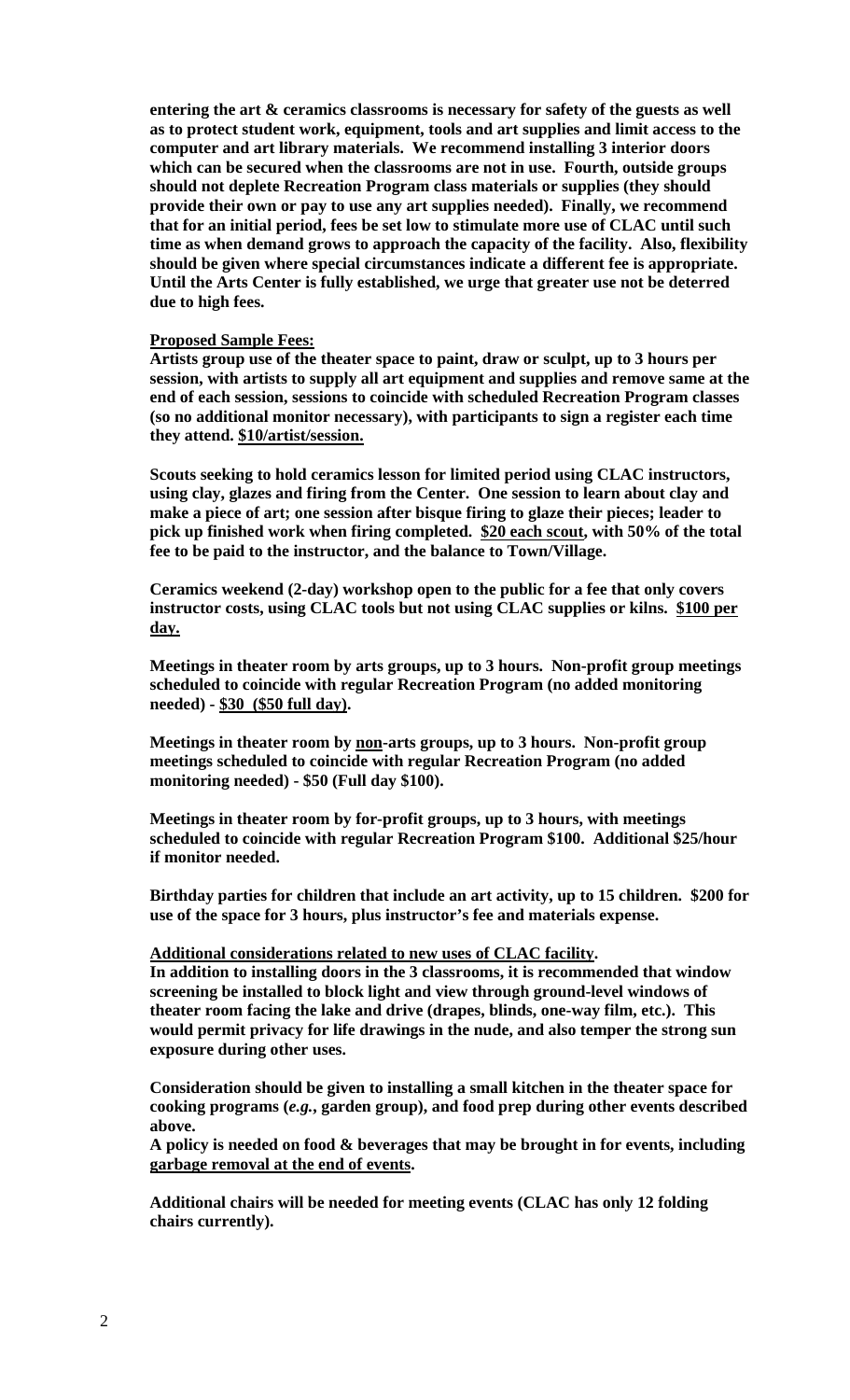**entering the art & ceramics classrooms is necessary for safety of the guests as well as to protect student work, equipment, tools and art supplies and limit access to the computer and art library materials. We recommend installing 3 interior doors which can be secured when the classrooms are not in use. Fourth, outside groups should not deplete Recreation Program class materials or supplies (they should provide their own or pay to use any art supplies needed). Finally, we recommend that for an initial period, fees be set low to stimulate more use of CLAC until such time as when demand grows to approach the capacity of the facility. Also, flexibility should be given where special circumstances indicate a different fee is appropriate. Until the Arts Center is fully established, we urge that greater use not be deterred due to high fees.**

**Proposed Sample Fees:**

**Artists group use of the theater space to paint, draw or sculpt, up to 3 hours per session, with artists to supply all art equipment and supplies and remove same at the end of each session, sessions to coincide with scheduled Recreation Program classes (so no additional monitor necessary), with participants to sign a register each time they attend. $10/artist/session.**

**Scouts seeking to hold ceramics lesson for limited period using CLAC instructors, using clay, glazes and firing from the Center. One session to learn about clay and make a piece of art; one session after bisque firing to glaze their pieces; leader to pick up finished work when firing completed. $20 each scout, with 50% of the total fee to be paid to the instructor, and the balance to Town/Village.**

**Ceramics weekend (2-day) workshop open to the public for a fee that only covers instructor costs, using CLAC tools but not using CLAC supplies or kilns. $100 per day.**

**Meetings in theater room by arts groups, up to 3 hours. Non-profit group meetings scheduled to coincide with regular Recreation Program (no added monitoring needed) - $30 ($50 full day).**

**Meetings in theater room by non-arts groups, up to 3 hours. Non-profit group meetings scheduled to coincide with regular Recreation Program (no added monitoring needed) - $50 (Full day $100).**

**Meetings in theater room by for-profit groups, up to 3 hours, with meetings scheduled to coincide with regular Recreation Program $100. Additional $25/hour if monitor needed.**

**Birthday parties for children that include an art activity, up to 15 children. $200 for use of the space for 3 hours, plus instructor's fee and materials expense.**

**Additional considerations related to new uses of CLAC facility.**

**In addition to installing doors in the 3 classrooms, it is recommended that window screening be installed to block light and view through ground-level windows of theater room facing the lake and drive (drapes, blinds, one-way film, etc.). This would permit privacy for life drawings in the nude, and also temper the strong sun exposure during other uses.**

**Consideration should be given to installing a small kitchen in the theater space for cooking programs (*e.g.*, garden group), and food prep during other events described above.**

**A policy is needed on food & beverages that may be brought in for events, including garbage removal at the end of events.**

**Additional chairs will be needed for meeting events (CLAC has only 12 folding chairs currently).**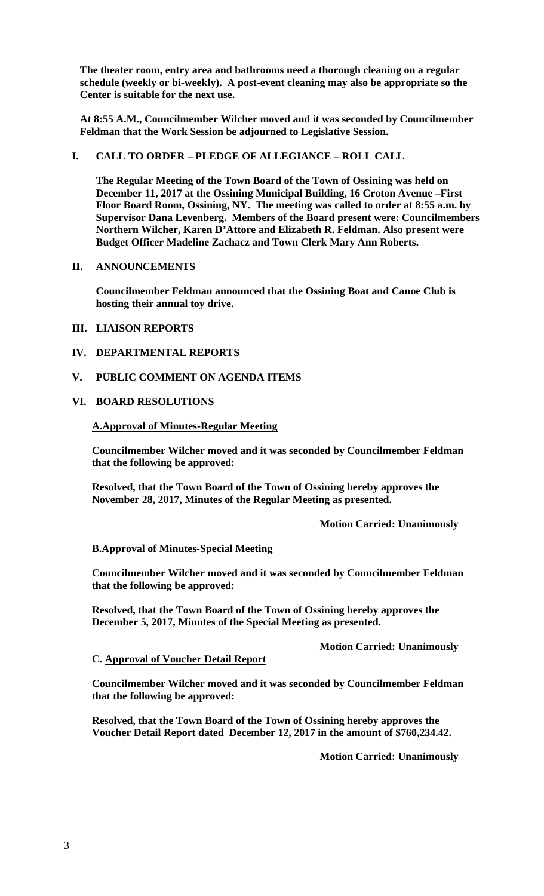**The theater room, entry area and bathrooms need a thorough cleaning on a regular schedule (weekly or bi-weekly). A post-event cleaning may also be appropriate so the Center is suitable for the next use.**

**At 8:55 A.M., Councilmember Wilcher moved and it was seconded by Councilmember Feldman that the Work Session be adjourned to Legislative Session.**

## I. CALL TO ORDER – PLEDGE OF ALLEGIANCE – ROLL CALL

**The Regular Meeting of the Town Board of the Town of Ossining was held on December 11, 2017 at the Ossining Municipal Building, 16 Croton Avenue –First Floor Board Room, Ossining, NY. The meeting was called to order at 8:55 a.m. by Supervisor Dana Levenberg. Members of the Board present were: Councilmembers Northern Wilcher, Karen D'Attore and Elizabeth R. Feldman. Also present were Budget Officer Madeline Zachacz and Town Clerk Mary Ann Roberts.**

## II. ANNOUNCEMENTS

**Councilmember Feldman announced that the Ossining Boat and Canoe Club is hosting their annual toy drive.**

## III. LIAISON REPORTS

## IV. DEPARTMENTAL REPORTS

## V. PUBLIC COMMENT ON AGENDA ITEMS

## VI. BOARD RESOLUTIONS

**A.Approval of Minutes-Regular Meeting**

**Councilmember Wilcher moved and it was seconded by Councilmember Feldman that the following be approved:**

**Resolved, that the Town Board of the Town of Ossining hereby approves the November 28, 2017, Minutes of the Regular Meeting as presented.**

**Motion Carried: Unanimously**

**B.Approval of Minutes-Special Meeting**

**Councilmember Wilcher moved and it was seconded by Councilmember Feldman that the following be approved:**

**Resolved, that the Town Board of the Town of Ossining hereby approves the December 5, 2017, Minutes of the Special Meeting as presented.**

**Motion Carried: Unanimously**

**C. Approval of Voucher Detail Report**

**Councilmember Wilcher moved and it was seconded by Councilmember Feldman that the following be approved:**

**Resolved, that the Town Board of the Town of Ossining hereby approves the Voucher Detail Report dated December 12, 2017 in the amount of $760,234.42.**

**Motion Carried: Unanimously**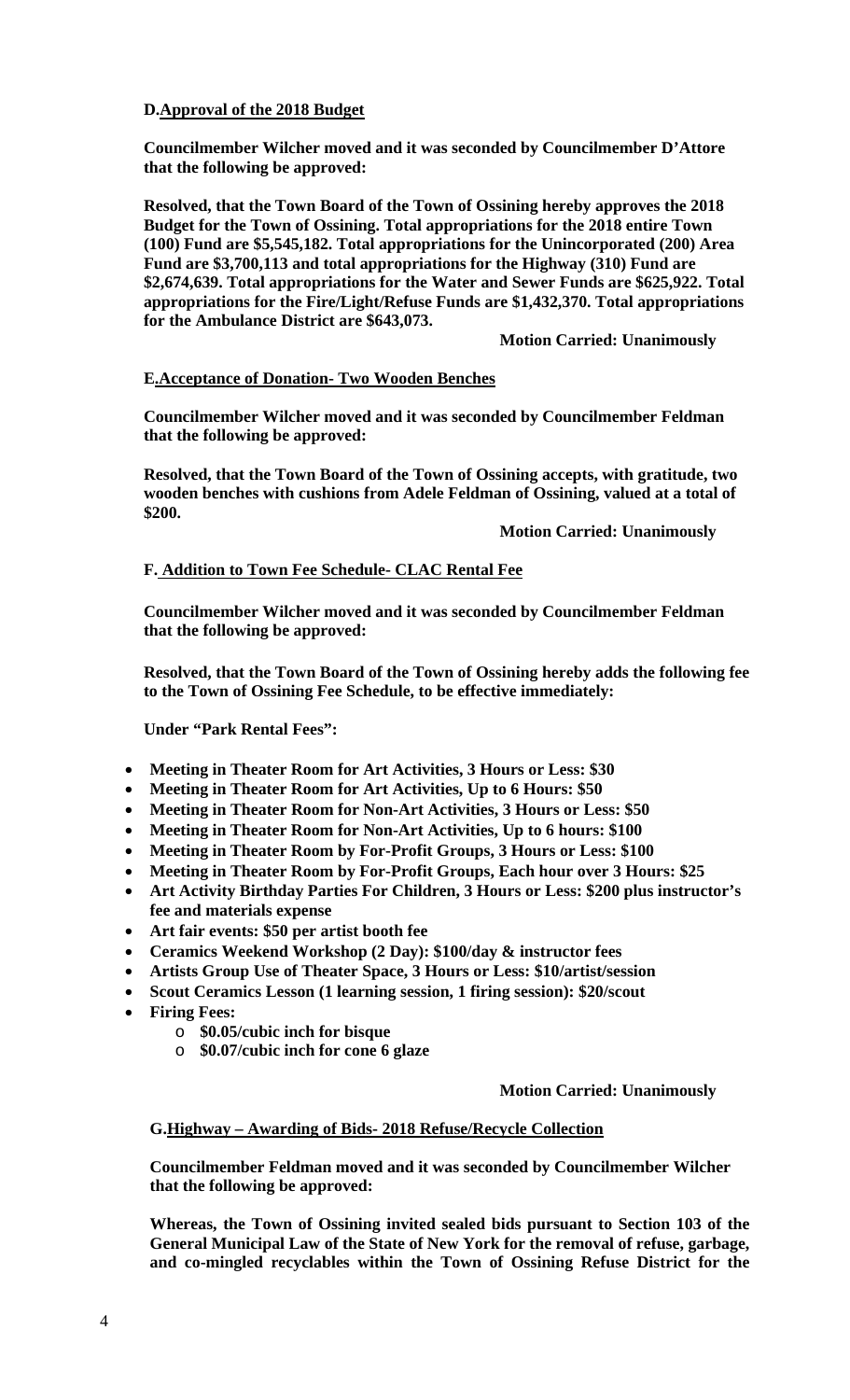**D. Approval of the 2018 Budget**

**Councilmember Wilcher moved and it was seconded by Councilmember D'Attore that the following be approved:**

**Resolved, that the Town Board of the Town of Ossining hereby approves the 2018 Budget for the Town of Ossining. Total appropriations for the 2018 entire Town (100) Fund are $5,545,182. Total appropriations for the Unincorporated (200) Area Fund are $3,700,113 and total appropriations for the Highway (310) Fund are $2,674,639. Total appropriations for the Water and Sewer Funds are $625,922. Total appropriations for the Fire/Light/Refuse Funds are $1,432,370. Total appropriations for the Ambulance District are $643,073.**

**Motion Carried: Unanimously**

**E. Acceptance of Donation- Two Wooden Benches**

**Councilmember Wilcher moved and it was seconded by Councilmember Feldman that the following be approved:**

**Resolved, that the Town Board of the Town of Ossining accepts, with gratitude, two wooden benches with cushions from Adele Feldman of Ossining, valued at a total of $200.**

**Motion Carried: Unanimously**

**F. Addition to Town Fee Schedule- CLAC Rental Fee**

**Councilmember Wilcher moved and it was seconded by Councilmember Feldman that the following be approved:**

**Resolved, that the Town Board of the Town of Ossining hereby adds the following fee to the Town of Ossining Fee Schedule, to be effective immediately:**

**Under "Park Rental Fees":**

- **Meeting in Theater Room for Art Activities, 3 Hours or Less: $30**
- **Meeting in Theater Room for Art Activities, Up to 6 Hours: $50**
- **Meeting in Theater Room for Non-Art Activities, 3 Hours or Less: $50**
- **Meeting in Theater Room for Non-Art Activities, Up to 6 hours: $100**
- **Meeting in Theater Room by For-Profit Groups, 3 Hours or Less: $100**
- **Meeting in Theater Room by For-Profit Groups, Each hour over 3 Hours: $25**
- **Art Activity Birthday Parties For Children, 3 Hours or Less: $200 plus instructor's fee and materials expense**
- **Art fair events: $50 per artist booth fee**
- **Ceramics Weekend Workshop (2 Day): $100/day & instructor fees**
- **Artists Group Use of Theater Space, 3 Hours or Less: $10/artist/session**
- **Scout Ceramics Lesson (1 learning session, 1 firing session): $20/scout**
- **Firing Fees:**
  - **$0.05/cubic inch for bisque**
  - **$0.07/cubic inch for cone 6 glaze**

**Motion Carried: Unanimously**

**G. Highway – Awarding of Bids- 2018 Refuse/Recycle Collection**

**Councilmember Feldman moved and it was seconded by Councilmember Wilcher that the following be approved:**

**Whereas, the Town of Ossining invited sealed bids pursuant to Section 103 of the General Municipal Law of the State of New York for the removal of refuse, garbage, and co-mingled recyclables within the Town of Ossining Refuse District for the**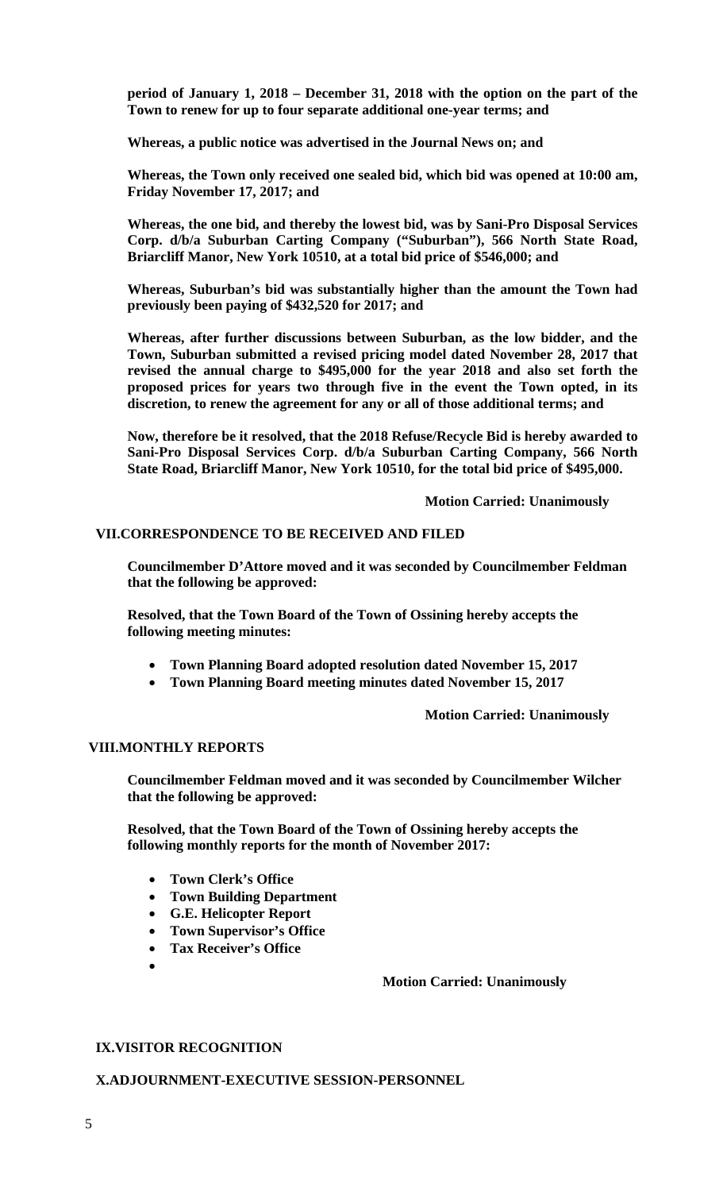**period of January 1, 2018 – December 31, 2018 with the option on the part of the Town to renew for up to four separate additional one-year terms; and**

**Whereas, a public notice was advertised in the Journal News on; and**

**Whereas, the Town only received one sealed bid, which bid was opened at 10:00 am, Friday November 17, 2017; and**

**Whereas, the one bid, and thereby the lowest bid, was by Sani-Pro Disposal Services Corp. d/b/a Suburban Carting Company ("Suburban"), 566 North State Road, Briarcliff Manor, New York 10510, at a total bid price of $546,000; and**

**Whereas, Suburban's bid was substantially higher than the amount the Town had previously been paying of $432,520 for 2017; and**

**Whereas, after further discussions between Suburban, as the low bidder, and the Town, Suburban submitted a revised pricing model dated November 28, 2017 that revised the annual charge to $495,000 for the year 2018 and also set forth the proposed prices for years two through five in the event the Town opted, in its discretion, to renew the agreement for any or all of those additional terms; and**

**Now, therefore be it resolved, that the 2018 Refuse/Recycle Bid is hereby awarded to Sani-Pro Disposal Services Corp. d/b/a Suburban Carting Company, 566 North State Road, Briarcliff Manor, New York 10510, for the total bid price of $495,000.**

**Motion Carried: Unanimously**

## VII.CORRESPONDENCE TO BE RECEIVED AND FILED

**Councilmember D'Attore moved and it was seconded by Councilmember Feldman that the following be approved:**

**Resolved, that the Town Board of the Town of Ossining hereby accepts the following meeting minutes:**

- **Town Planning Board adopted resolution dated November 15, 2017**
- **Town Planning Board meeting minutes dated November 15, 2017**

**Motion Carried: Unanimously**

## VIII.MONTHLY REPORTS

**Councilmember Feldman moved and it was seconded by Councilmember Wilcher that the following be approved:**

**Resolved, that the Town Board of the Town of Ossining hereby accepts the following monthly reports for the month of November 2017:**

- **Town Clerk's Office**
- **Town Building Department**
- **G.E. Helicopter Report**
- **Town Supervisor's Office**
- **Tax Receiver's Office**

**Motion Carried: Unanimously**

## IX.VISITOR RECOGNITION

## X.ADJOURNMENT-EXECUTIVE SESSION-PERSONNEL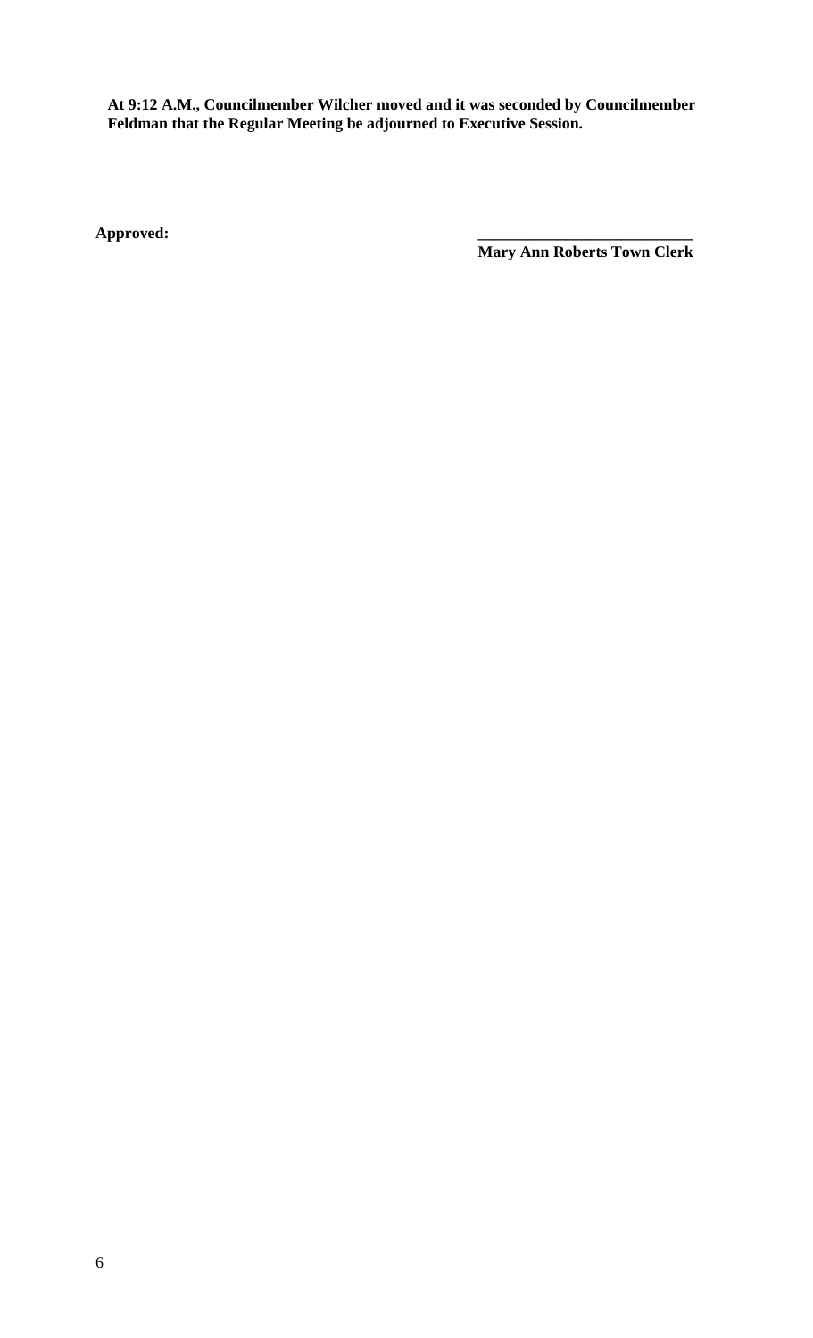**At 9:12 A.M., Councilmember Wilcher moved and it was seconded by Councilmember Feldman that the Regular Meeting be adjourned to Executive Session.**

**Approved:** \_\_\_\_\_\_\_\_\_\_\_\_\_\_\_\_\_\_\_\_\_\_\_\_\_\_\_

**Mary Ann Roberts Town Clerk**